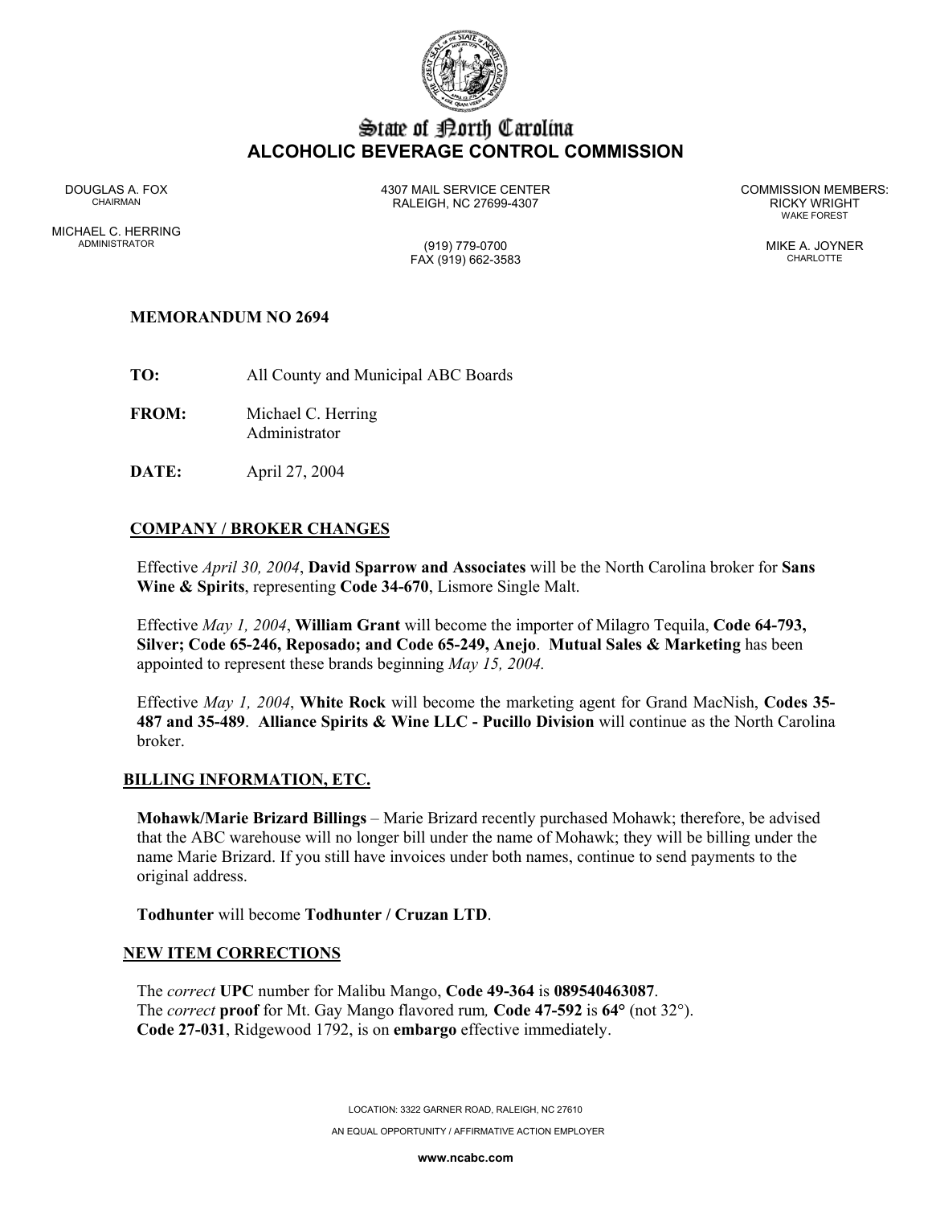# State of North Carolina
## ALCOHOLIC BEVERAGE CONTROL COMMISSION

DOUGLAS A. FOX
CHAIRMAN

MICHAEL C. HERRING
ADMINISTRATOR

4307 MAIL SERVICE CENTER
RALEIGH, NC 27699-4307

(919) 779-0700
FAX (919) 662-3583

COMMISSION MEMBERS:
RICKY WRIGHT
WAKE FOREST

MIKE A. JOYNER
CHARLOTTE

**MEMORANDUM NO 2694**

**TO:** All County and Municipal ABC Boards

**FROM:** Michael C. Herring
Administrator

**DATE:** April 27, 2004

**COMPANY / BROKER CHANGES**

Effective *April 30, 2004*, **David Sparrow and Associates** will be the North Carolina broker for **Sans Wine & Spirits**, representing **Code 34-670**, Lismore Single Malt.

Effective *May 1, 2004*, **William Grant** will become the importer of Milagro Tequila, **Code 64-793, Silver; Code 65-246, Reposado; and Code 65-249, Anejo**. **Mutual Sales & Marketing** has been appointed to represent these brands beginning *May 15, 2004.*

Effective *May 1, 2004*, **White Rock** will become the marketing agent for Grand MacNish, **Codes 35-487 and 35-489**. **Alliance Spirits & Wine LLC - Pucillo Division** will continue as the North Carolina broker.

**BILLING INFORMATION, ETC.**

**Mohawk/Marie Brizard Billings** – Marie Brizard recently purchased Mohawk; therefore, be advised that the ABC warehouse will no longer bill under the name of Mohawk; they will be billing under the name Marie Brizard. If you still have invoices under both names, continue to send payments to the original address.

**Todhunter** will become **Todhunter / Cruzan LTD**.

**NEW ITEM CORRECTIONS**

The *correct* **UPC** number for Malibu Mango, **Code 49-364** is **089540463087**.
The *correct* **proof** for Mt. Gay Mango flavored rum*,* **Code 47-592** is **64°** (not 32°).
**Code 27-031**, Ridgewood 1792, is on **embargo** effective immediately.

LOCATION: 3322 GARNER ROAD, RALEIGH, NC 27610

AN EQUAL OPPORTUNITY / AFFIRMATIVE ACTION EMPLOYER

**www.ncabc.com**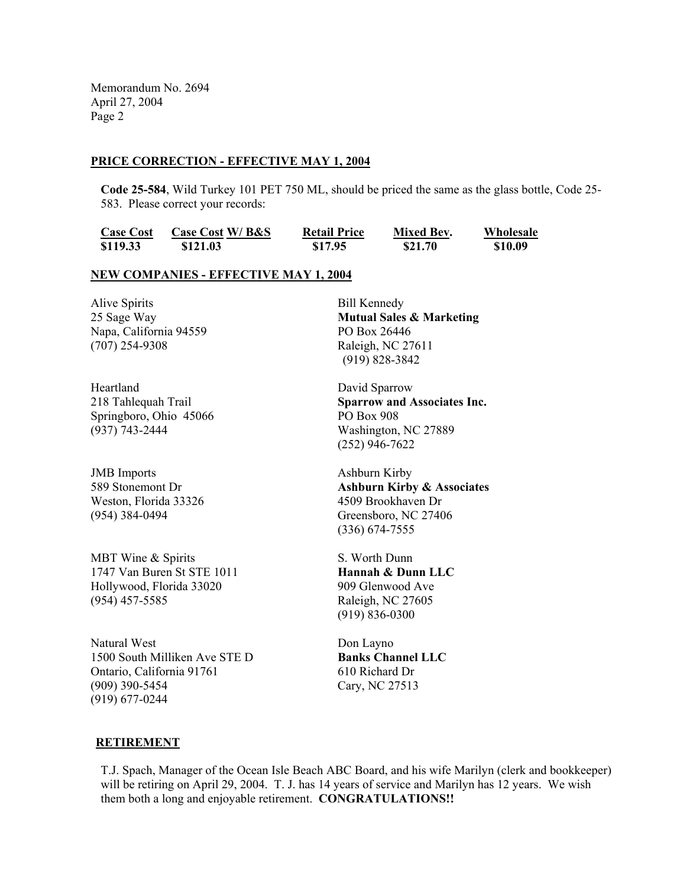Memorandum No. 2694
April 27, 2004
Page 2

## PRICE CORRECTION - EFFECTIVE MAY 1, 2004

**Code 25-584**, Wild Turkey 101 PET 750 ML, should be priced the same as the glass bottle, Code 25-583. Please correct your records:

| Case Cost | Case Cost W/ B&S | Retail Price | Mixed Bev. | Wholesale |
|---|---|---|---|---|
| **$119.33** | **$121.03** | **$17.95** | **$21.70** | **$10.09** |

## NEW COMPANIES - EFFECTIVE MAY 1, 2004

Alive Spirits
25 Sage Way
Napa, California 94559
(707) 254-9308

Heartland
218 Tahlequah Trail
Springboro, Ohio 45066
(937) 743-2444

JMB Imports
589 Stonemont Dr
Weston, Florida 33326
(954) 384-0494

MBT Wine & Spirits
1747 Van Buren St STE 1011
Hollywood, Florida 33020
(954) 457-5585

Natural West
1500 South Milliken Ave STE D
Ontario, California 91761
(909) 390-5454
(919) 677-0244

Bill Kennedy
**Mutual Sales & Marketing**
PO Box 26446
Raleigh, NC 27611
(919) 828-3842

David Sparrow
**Sparrow and Associates Inc.**
PO Box 908
Washington, NC 27889
(252) 946-7622

Ashburn Kirby
**Ashburn Kirby & Associates**
4509 Brookhaven Dr
Greensboro, NC 27406
(336) 674-7555

S. Worth Dunn
**Hannah & Dunn LLC**
909 Glenwood Ave
Raleigh, NC 27605
(919) 836-0300

Don Layno
**Banks Channel LLC**
610 Richard Dr
Cary, NC 27513

## RETIREMENT

T.J. Spach, Manager of the Ocean Isle Beach ABC Board, and his wife Marilyn (clerk and bookkeeper) will be retiring on April 29, 2004. T. J. has 14 years of service and Marilyn has 12 years. We wish them both a long and enjoyable retirement. **CONGRATULATIONS!!**